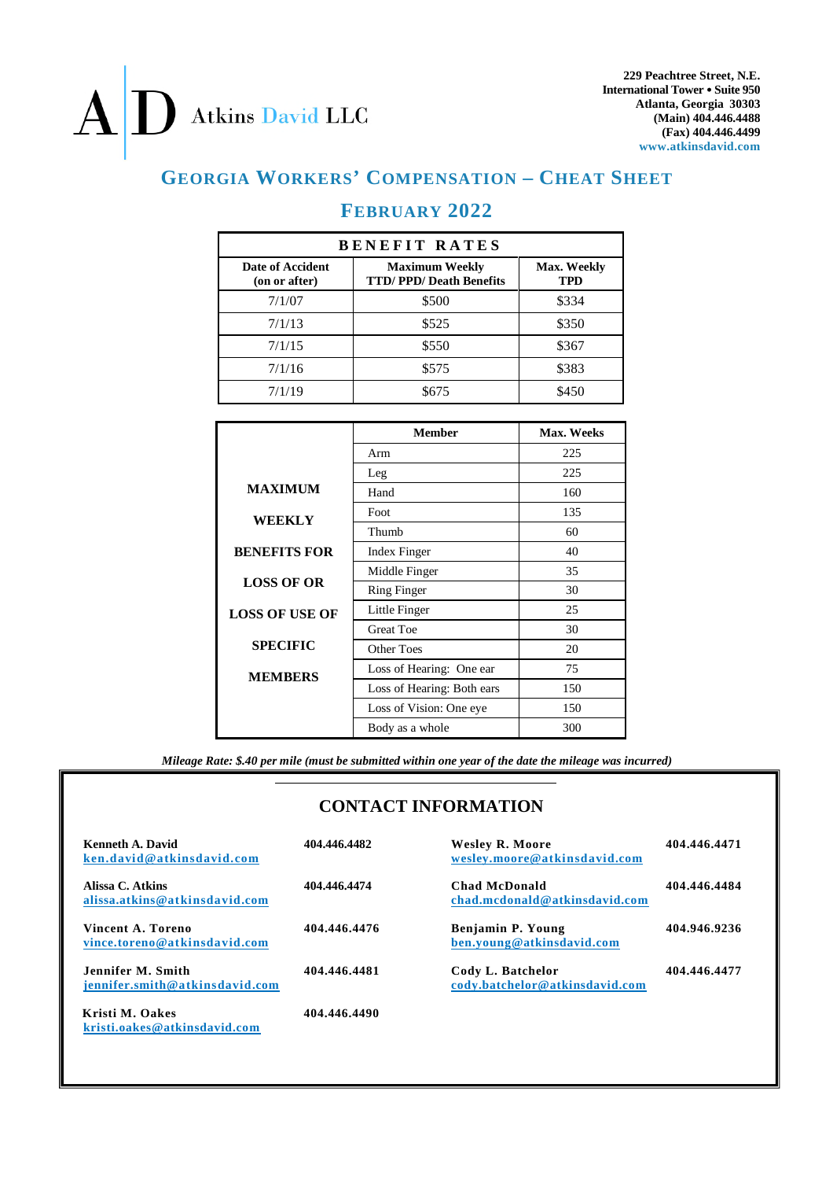A|D Atkins David LLC

**229 Peachtree Street, N.E.**
**International Tower • Suite 950**
**Atlanta, Georgia 30303**
**(Main) 404.446.4488**
**(Fax) 404.446.4499**
**www.atkinsdavid.com**

# GEORGIA WORKERS' COMPENSATION – CHEAT SHEET

## FEBRUARY 2022

| BENEFIT RATES | | |
|---|---|---|
| **Date of Accident (on or after)** | **Maximum Weekly TTD/ PPD/ Death Benefits** | **Max. Weekly TPD** |
| 7/1/07 | $500 | $334 |
| 7/1/13 | $525 | $350 |
| 7/1/15 | $550 | $367 |
| 7/1/16 | $575 | $383 |
| 7/1/19 | $675 | $450 |

| | **Member** | **Max. Weeks** |
|---|---|---|
| **MAXIMUM WEEKLY BENEFITS FOR LOSS OR LOSS OF USE OF SPECIFIC MEMBERS** | Arm | 225 |
| | Leg | 225 |
| | Hand | 160 |
| | Foot | 135 |
| | Thumb | 60 |
| | Index Finger | 40 |
| | Middle Finger | 35 |
| | Ring Finger | 30 |
| | Little Finger | 25 |
| | Great Toe | 30 |
| | Other Toes | 20 |
| | Loss of Hearing: One ear | 75 |
| | Loss of Hearing: Both ears | 150 |
| | Loss of Vision: One eye | 150 |
| | Body as a whole | 300 |

*Mileage Rate: $.40 per mile (must be submitted within one year of the date the mileage was incurred)*

## CONTACT INFORMATION

| | | | |
|---|---|---|---|
| **Kenneth A. David** ken.david@atkinsdavid.com | 404.446.4482 | **Wesley R. Moore** wesley.moore@atkinsdavid.com | 404.446.4471 |
| **Alissa C. Atkins** alissa.atkins@atkinsdavid.com | 404.446.4474 | **Chad McDonald** chad.mcdonald@atkinsdavid.com | 404.446.4484 |
| **Vincent A. Toreno** vince.toreno@atkinsdavid.com | 404.446.4476 | **Benjamin P. Young** ben.young@atkinsdavid.com | 404.946.9236 |
| **Jennifer M. Smith** jennifer.smith@atkinsdavid.com | 404.446.4481 | **Cody L. Batchelor** cody.batchelor@atkinsdavid.com | 404.446.4477 |
| **Kristi M. Oakes** kristi.oakes@atkinsdavid.com | 404.446.4490 | | |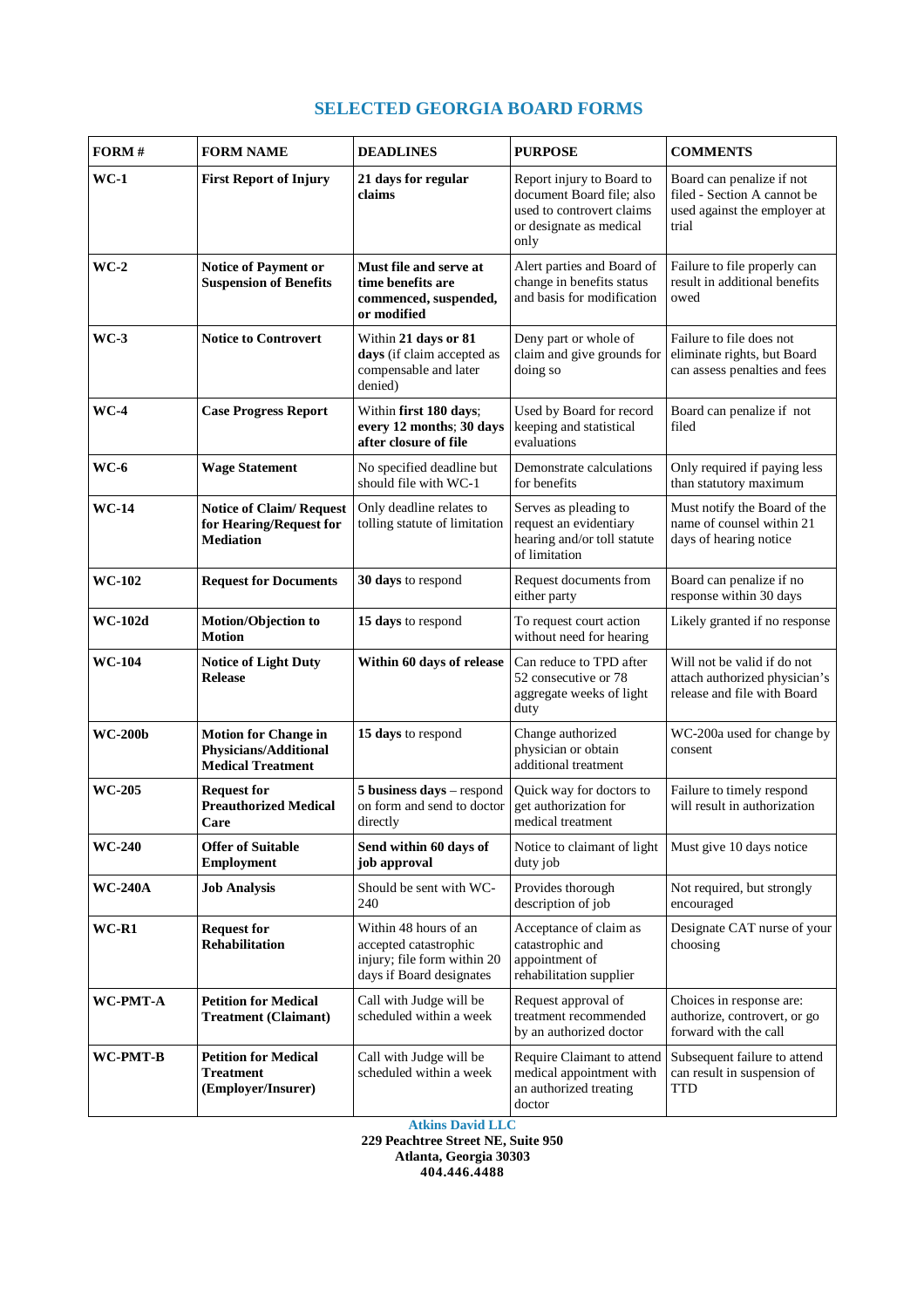## SELECTED GEORGIA BOARD FORMS

| FORM # | FORM NAME | DEADLINES | PURPOSE | COMMENTS |
|---|---|---|---|---|
| **WC-1** | **First Report of Injury** | **21 days for regular claims** | Report injury to Board to document Board file; also used to controvert claims or designate as medical only | Board can penalize if not filed - Section A cannot be used against the employer at trial |
| **WC-2** | **Notice of Payment or Suspension of Benefits** | **Must file and serve at time benefits are commenced, suspended, or modified** | Alert parties and Board of change in benefits status and basis for modification | Failure to file properly can result in additional benefits owed |
| **WC-3** | **Notice to Controvert** | Within **21 days or 81 days** (if claim accepted as compensable and later denied) | Deny part or whole of claim and give grounds for doing so | Failure to file does not eliminate rights, but Board can assess penalties and fees |
| **WC-4** | **Case Progress Report** | Within **first 180 days**; **every 12 months**; **30 days after closure of file** | Used by Board for record keeping and statistical evaluations | Board can penalize if not filed |
| **WC-6** | **Wage Statement** | No specified deadline but should file with WC-1 | Demonstrate calculations for benefits | Only required if paying less than statutory maximum |
| **WC-14** | **Notice of Claim/ Request for Hearing/Request for Mediation** | Only deadline relates to tolling statute of limitation | Serves as pleading to request an evidentiary hearing and/or toll statute of limitation | Must notify the Board of the name of counsel within 21 days of hearing notice |
| **WC-102** | **Request for Documents** | **30 days** to respond | Request documents from either party | Board can penalize if no response within 30 days |
| **WC-102d** | **Motion/Objection to Motion** | **15 days** to respond | To request court action without need for hearing | Likely granted if no response |
| **WC-104** | **Notice of Light Duty Release** | **Within 60 days of release** | Can reduce to TPD after 52 consecutive or 78 aggregate weeks of light duty | Will not be valid if do not attach authorized physician's release and file with Board |
| **WC-200b** | **Motion for Change in Physicians/Additional Medical Treatment** | **15 days** to respond | Change authorized physician or obtain additional treatment | WC-200a used for change by consent |
| **WC-205** | **Request for Preauthorized Medical Care** | **5 business days** – respond on form and send to doctor directly | Quick way for doctors to get authorization for medical treatment | Failure to timely respond will result in authorization |
| **WC-240** | **Offer of Suitable Employment** | **Send within 60 days of job approval** | Notice to claimant of light duty job | Must give 10 days notice |
| **WC-240A** | **Job Analysis** | Should be sent with WC-240 | Provides thorough description of job | Not required, but strongly encouraged |
| **WC-R1** | **Request for Rehabilitation** | Within 48 hours of an accepted catastrophic injury; file form within 20 days if Board designates | Acceptance of claim as catastrophic and appointment of rehabilitation supplier | Designate CAT nurse of your choosing |
| **WC-PMT-A** | **Petition for Medical Treatment (Claimant)** | Call with Judge will be scheduled within a week | Request approval of treatment recommended by an authorized doctor | Choices in response are: authorize, controvert, or go forward with the call |
| **WC-PMT-B** | **Petition for Medical Treatment (Employer/Insurer)** | Call with Judge will be scheduled within a week | Require Claimant to attend medical appointment with an authorized treating doctor | Subsequent failure to attend can result in suspension of TTD |

**Atkins David LLC**
**229 Peachtree Street NE, Suite 950**
**Atlanta, Georgia 30303**
**404.446.4488**